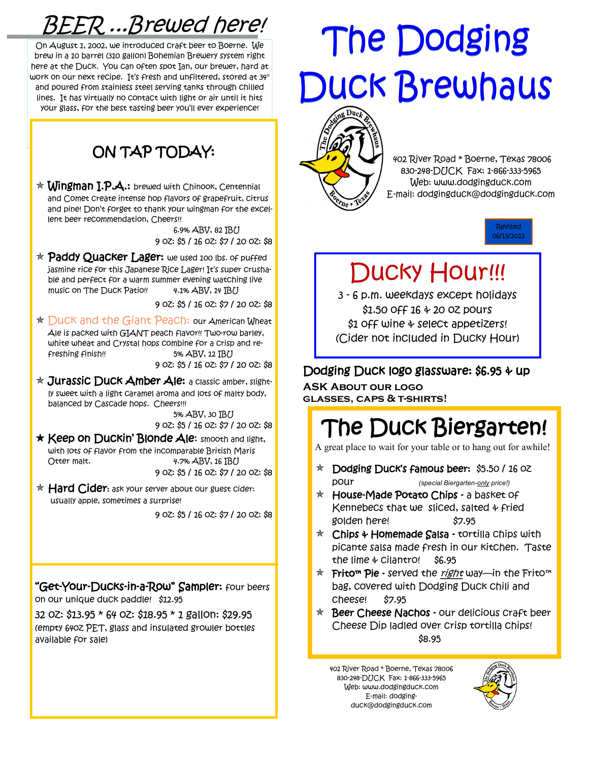# BEER ...Brewed here!

On August 1, 2002, we introduced craft beer to Boerne. We brew in a 10 barrel (310 gallon) Bohemian Brewery system right here at the Duck. You can often spot Ian, our brewer, hard at work on our next recipe. It's fresh and unfiltered, stored at 34° and poured from stainless steel serving tanks through chilled lines. It has virtually no contact with light or air until it hits your glass, for the best tasting beer you'll ever experience!

## ON TAP TODAY:

- **Wingman I.P.A.:** brewed with Chinook, Centennial and Comet create intense hop flavors of grapefruit, citrus and pine! Don't forget to thank your wingman for the excellent beer recommendation, Cheers!!
  6.9% ABV, 82 IBU
  9 oz: $5 / 16 oz: $7 / 20 oz: $8
- **Paddy Quacker Lager:** we used 100 lbs. of puffed jasmine rice for this Japanese Rice Lager! It's super crushable and perfect for a warm summer evening watching live music on The Duck Patio!! 4.1% ABV, 14 IBU
  9 oz: $5 / 16 oz: $7 / 20 oz: $8
- **Duck and the Giant Peach:** our American Wheat Ale is packed with GIANT peach flavor!! Two-row barley, white wheat and Crystal hops combine for a crisp and refreshing finish!! 5% ABV, 12 IBU
  9 oz: $5 / 16 oz: $7 / 20 oz: $8
- **Jurassic Duck Amber Ale:** a classic amber, slightly sweet with a light caramel aroma and lots of malty body, balanced by Cascade hops. Cheers!!!
  5% ABV, 30 IBU
  9 oz: $5 / 16 oz: $7 / 20 oz: $8
- **Keep on Duckin' Blonde Ale:** smooth and light, with lots of flavor from the incomparable British Maris Otter malt. 4.7% ABV, 16 IBU
  9 oz: $5 / 16 oz: $7 / 20 oz: $8
- **Hard Cider:** ask your server about our guest cider: usually apple, sometimes a surprise!
  9 oz: $5 / 16 oz: $7 / 20 oz: $8

**"Get-Your-Ducks-in-a-Row" Sampler:** four beers on our unique duck paddle! $12.95

32 oz: $13.95 * 64 oz: $18.95 * 1 gallon: $29.95
(empty 64oz PET, glass and insulated growler bottles available for sale)

# The Dodging Duck Brewhaus

402 River Road * Boerne, Texas 78006
830-248-DUCK Fax: 1-866-333-5965
Web: www.dodgingduck.com
E-mail: dodgingduck@dodgingduck.com

Revised 06/13/2022

## Ducky Hour!!!

3 - 6 p.m. weekdays except holidays
$1.50 off 16 & 20 oz pours
$1 off wine & select appetizers!
(Cider not included in Ducky Hour)

**Dodging Duck logo glassware: $6.95 & up**

**ASK ABOUT OUR LOGO GLASSES, CAPS & T-SHIRTS!**

## The Duck Biergarten!

A great place to wait for your table or to hang out for awhile!

- **Dodging Duck's famous beer:** $5.50 / 16 oz pour *(special Biergarten-only price!)*
- **House-Made Potato Chips** - a basket of Kennebecs that we sliced, salted & fried golden here! $7.95
- **Chips & Homemade Salsa** - tortilla chips with picante salsa made fresh in our kitchen. Taste the lime & cilantro! $6.95
- **Frito™ Pie** - served the *right* way—in the Frito™ bag, covered with Dodging Duck chili and cheese! $7.95
- **Beer Cheese Nachos** - our delicious craft beer Cheese Dip ladled over crisp tortilla chips! $8.95

402 River Road * Boerne, Texas 78006
830-248-DUCK Fax: 1-866-333-5965
Web: www.dodgingduck.com
E-mail: dodgingduck@dodgingduck.com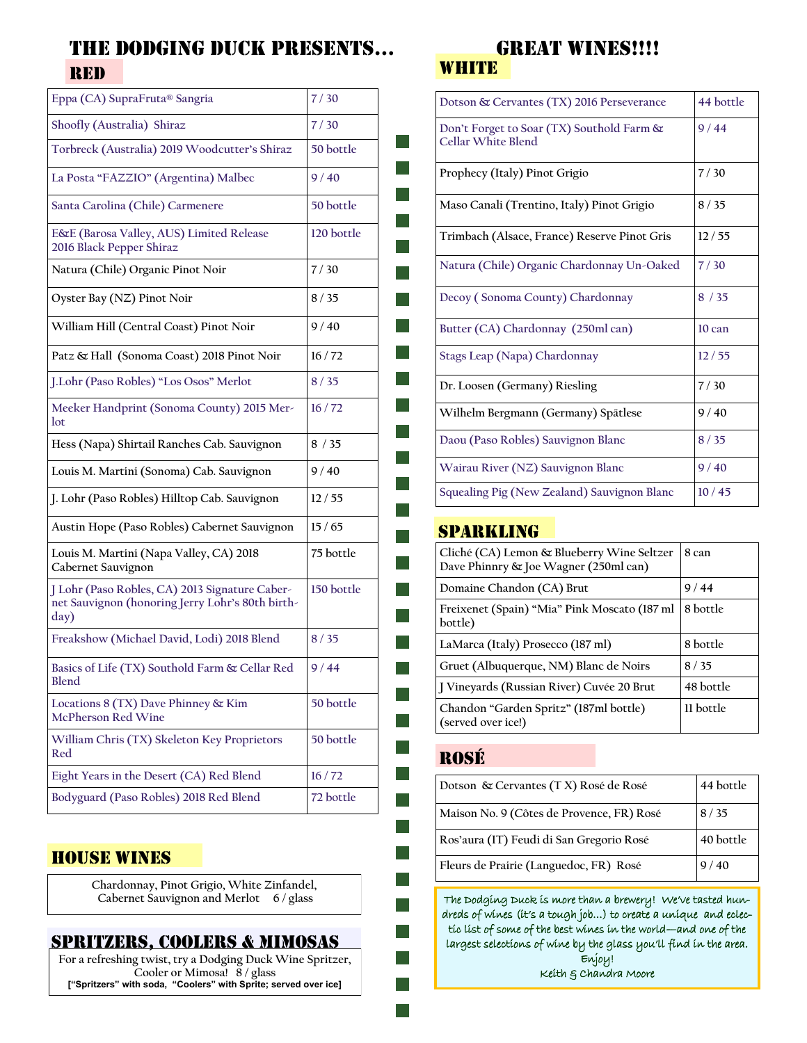# The Dodging Duck Presents… Great Wines!!!!

## Red

| | |
|---|---|
| Eppa (CA) SupraFruta® Sangria | 7 / 30 |
| Shoofly (Australia) Shiraz | 7 / 30 |
| Torbreck (Australia) 2019 Woodcutter's Shiraz | 50 bottle |
| La Posta "FAZZIO" (Argentina) Malbec | 9 / 40 |
| Santa Carolina (Chile) Carmenere | 50 bottle |
| E&E (Barosa Valley, AUS) Limited Release 2016 Black Pepper Shiraz | 120 bottle |
| Natura (Chile) Organic Pinot Noir | 7 / 30 |
| Oyster Bay (NZ) Pinot Noir | 8 / 35 |
| William Hill (Central Coast) Pinot Noir | 9 / 40 |
| Patz & Hall (Sonoma Coast) 2018 Pinot Noir | 16 / 72 |
| J.Lohr (Paso Robles) "Los Osos" Merlot | 8 / 35 |
| Meeker Handprint (Sonoma County) 2015 Merlot | 16 / 72 |
| Hess (Napa) Shirtail Ranches Cab. Sauvignon | 8 / 35 |
| Louis M. Martini (Sonoma) Cab. Sauvignon | 9 / 40 |
| J. Lohr (Paso Robles) Hilltop Cab. Sauvignon | 12 / 55 |
| Austin Hope (Paso Robles) Cabernet Sauvignon | 15 / 65 |
| Louis M. Martini (Napa Valley, CA) 2018 Cabernet Sauvignon | 75 bottle |
| J Lohr (Paso Robles, CA) 2013 Signature Cabernet Sauvignon (honoring Jerry Lohr's 80th birthday) | 150 bottle |
| Freakshow (Michael David, Lodi) 2018 Blend | 8 / 35 |
| Basics of Life (TX) Southold Farm & Cellar Red Blend | 9 / 44 |
| Locations 8 (TX) Dave Phinney & Kim McPherson Red Wine | 50 bottle |
| William Chris (TX) Skeleton Key Proprietors Red | 50 bottle |
| Eight Years in the Desert (CA) Red Blend | 16 / 72 |
| Bodyguard (Paso Robles) 2018 Red Blend | 72 bottle |

## House Wines

Chardonnay, Pinot Grigio, White Zinfandel, Cabernet Sauvignon and Merlot 6 / glass

## Spritzers, Coolers & Mimosas

For a refreshing twist, try a Dodging Duck Wine Spritzer, Cooler or Mimosa! 8 / glass

**["Spritzers" with soda, "Coolers" with Sprite; served over ice]**

## White

| | |
|---|---|
| Dotson & Cervantes (TX) 2016 Perseverance | 44 bottle |
| Don't Forget to Soar (TX) Southold Farm & Cellar White Blend | 9 / 44 |
| Prophecy (Italy) Pinot Grigio | 7 / 30 |
| Maso Canali (Trentino, Italy) Pinot Grigio | 8 / 35 |
| Trimbach (Alsace, France) Reserve Pinot Gris | 12 / 55 |
| Natura (Chile) Organic Chardonnay Un-Oaked | 7 / 30 |
| Decoy ( Sonoma County) Chardonnay | 8 / 35 |
| Butter (CA) Chardonnay (250ml can) | 10 can |
| Stags Leap (Napa) Chardonnay | 12 / 55 |
| Dr. Loosen (Germany) Riesling | 7 / 30 |
| Wilhelm Bergmann (Germany) Spätlese | 9 / 40 |
| Daou (Paso Robles) Sauvignon Blanc | 8 / 35 |
| Wairau River (NZ) Sauvignon Blanc | 9 / 40 |
| Squealing Pig (New Zealand) Sauvignon Blanc | 10 / 45 |

## Sparkling

| | |
|---|---|
| Cliché (CA) Lemon & Blueberry Wine Seltzer Dave Phinnry & Joe Wagner (250ml can) | 8 can |
| Domaine Chandon (CA) Brut | 9 / 44 |
| Freixenet (Spain) "Mia" Pink Moscato (187 ml bottle) | 8 bottle |
| LaMarca (Italy) Prosecco (187 ml) | 8 bottle |
| Gruet (Albuquerque, NM) Blanc de Noirs | 8 / 35 |
| J Vineyards (Russian River) Cuvée 20 Brut | 48 bottle |
| Chandon "Garden Spritz" (187ml bottle) (served over ice!) | 11 bottle |

## Rosé

| | |
|---|---|
| Dotson & Cervantes (T X) Rosé de Rosé | 44 bottle |
| Maison No. 9 (Côtes de Provence, FR) Rosé | 8 / 35 |
| Ros'aura (IT) Feudi di San Gregorio Rosé | 40 bottle |
| Fleurs de Prairie (Languedoc, FR) Rosé | 9 / 40 |

The Dodging Duck is more than a brewery! We've tasted hundreds of wines (it's a tough job…) to create a unique and eclectic list of some of the best wines in the world—and one of the largest selections of wine by the glass you'll find in the area. Enjoy!
Keith & Chandra Moore